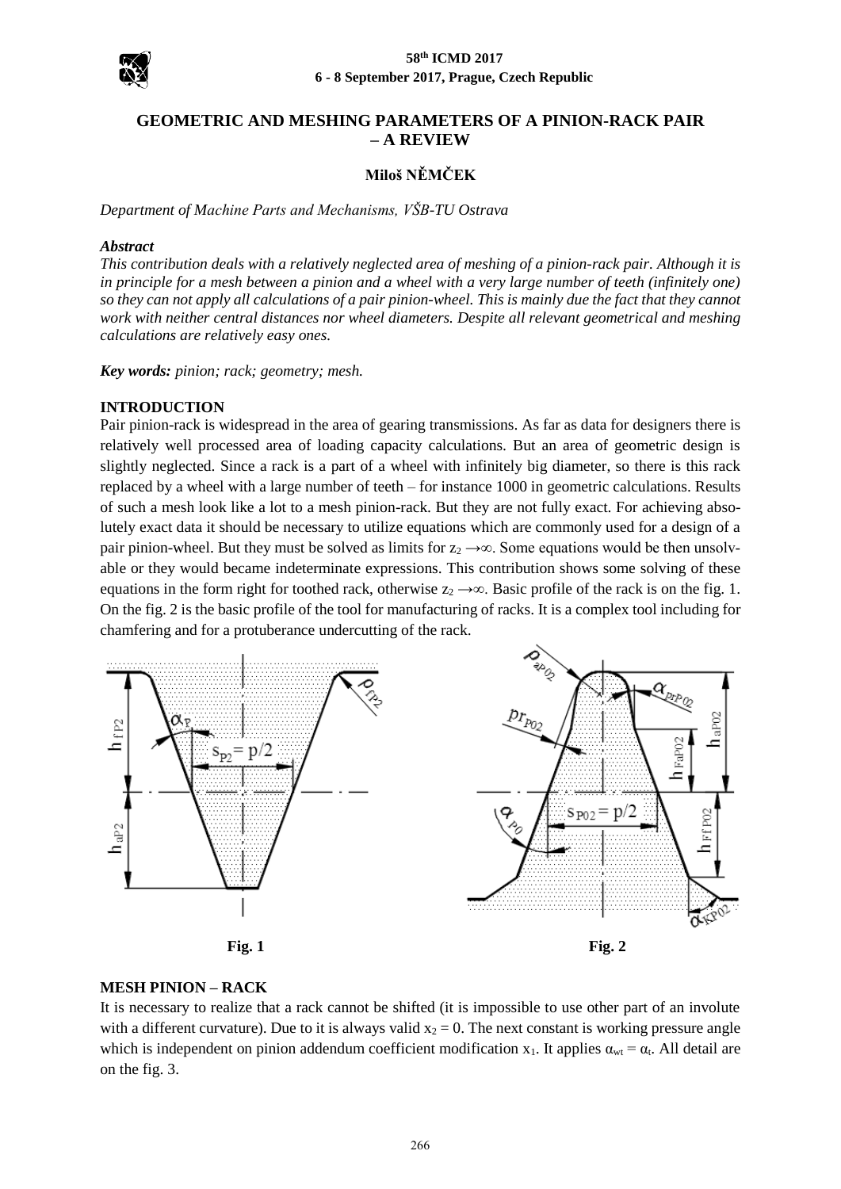# GEOMETRIC AND MESHING PARAMETERS OF A PINION-RACK PAIR – A REVIEW

**Miloš NĚMČEK**

*Department of Machine Parts and Mechanisms, VŠB-TU Ostrava*

***Abstract***

*This contribution deals with a relatively neglected area of meshing of a pinion-rack pair. Although it is in principle for a mesh between a pinion and a wheel with a very large number of teeth (infinitely one) so they can not apply all calculations of a pair pinion-wheel. This is mainly due the fact that they cannot work with neither central distances nor wheel diameters. Despite all relevant geometrical and meshing calculations are relatively easy ones.*

***Key words:*** *pinion; rack; geometry; mesh.*

## INTRODUCTION

Pair pinion-rack is widespread in the area of gearing transmissions. As far as data for designers there is relatively well processed area of loading capacity calculations. But an area of geometric design is slightly neglected. Since a rack is a part of a wheel with infinitely big diameter, so there is this rack replaced by a wheel with a large number of teeth – for instance 1000 in geometric calculations. Results of such a mesh look like a lot to a mesh pinion-rack. But they are not fully exact. For achieving absolutely exact data it should be necessary to utilize equations which are commonly used for a design of a pair pinion-wheel. But they must be solved as limits for $z_2 \rightarrow \infty$. Some equations would be then unsolvable or they would became indeterminate expressions. This contribution shows some solving of these equations in the form right for toothed rack, otherwise $z_2 \rightarrow \infty$. Basic profile of the rack is on the fig. 1. On the fig. 2 is the basic profile of the tool for manufacturing of racks. It is a complex tool including for chamfering and for a protuberance undercutting of the rack.

**Fig. 1**

**Fig. 2**

## MESH PINION – RACK

It is necessary to realize that a rack cannot be shifted (it is impossible to use other part of an involute with a different curvature). Due to it is always valid $x_2 = 0$. The next constant is working pressure angle which is independent on pinion addendum coefficient modification $x_1$. It applies $\alpha_{wt} = \alpha_t$. All detail are on the fig. 3.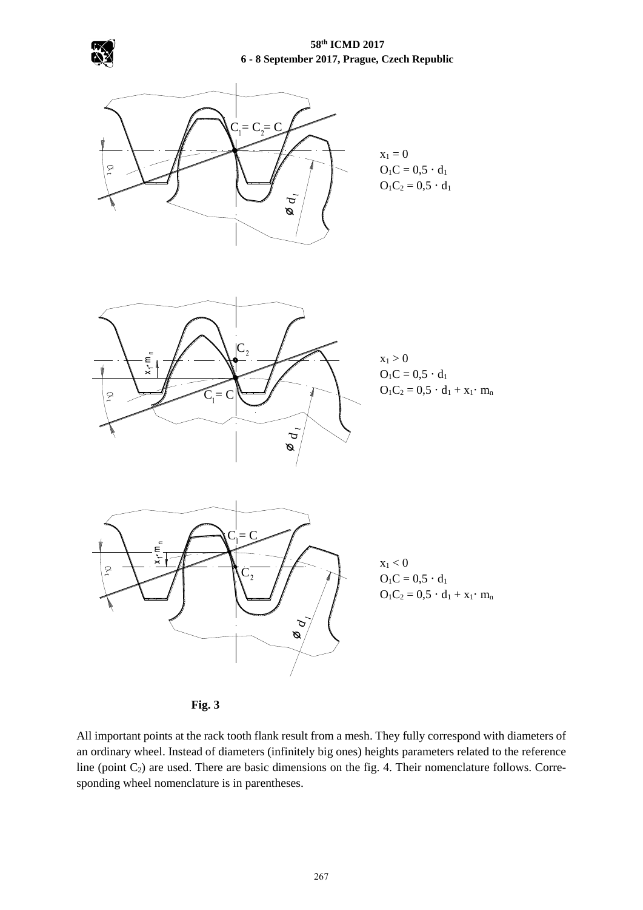$x_1 = 0$
$O_1C = 0{,}5 \cdot d_1$
$O_1C_2 = 0{,}5 \cdot d_1$

$x_1 > 0$
$O_1C = 0{,}5 \cdot d_1$
$O_1C_2 = 0{,}5 \cdot d_1 + x_1 \cdot m_n$

$x_1 < 0$
$O_1C = 0{,}5 \cdot d_1$
$O_1C_2 = 0{,}5 \cdot d_1 + x_1 \cdot m_n$

**Fig. 3**

All important points at the rack tooth flank result from a mesh. They fully correspond with diameters of an ordinary wheel. Instead of diameters (infinitely big ones) heights parameters related to the reference line (point $C_2$) are used. There are basic dimensions on the fig. 4. Their nomenclature follows. Corresponding wheel nomenclature is in parentheses.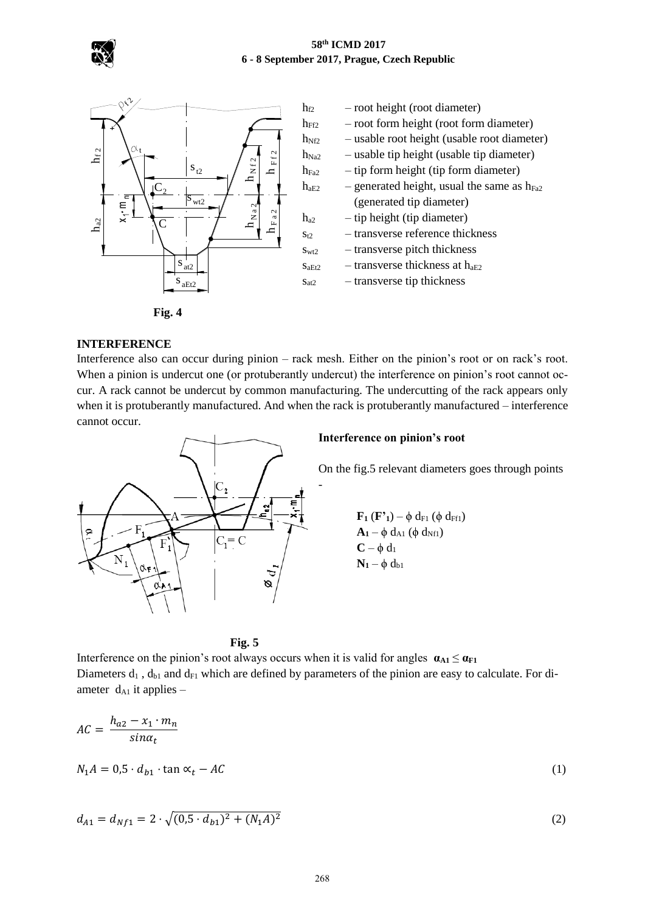$h_{f2}$ – root height (root diameter)
$h_{Ff2}$ – root form height (root form diameter)
$h_{Nf2}$ – usable root height (usable root diameter)
$h_{Na2}$ – usable tip height (usable tip diameter)
$h_{Fa2}$ – tip form height (tip form diameter)
$h_{aE2}$ – generated height, usual the same as $h_{Fa2}$ (generated tip diameter)
$h_{a2}$ – tip height (tip diameter)
$s_{t2}$ – transverse reference thickness
$s_{wt2}$ – transverse pitch thickness
$s_{aEt2}$ – transverse thickness at $h_{aE2}$
$s_{at2}$ – transverse tip thickness

**Fig. 4**

## INTERFERENCE

Interference also can occur during pinion – rack mesh. Either on the pinion's root or on rack's root. When a pinion is undercut one (or protuberantly undercut) the interference on pinion's root cannot occur. A rack cannot be undercut by common manufacturing. The undercutting of the rack appears only when it is protuberantly manufactured. And when the rack is protuberantly manufactured – interference cannot occur.

### Interference on pinion's root

On the fig.5 relevant diameters goes through points -

**$F_1$ ($F'_1$)** – $\phi\ d_{F1}$ ($\phi\ d_{Ff1}$)
**$A_1$** – $\phi\ d_{A1}$ ($\phi\ d_{Nf1}$)
**$C$** – $\phi\ d_1$
**$N_1$** – $\phi\ d_{b1}$

**Fig. 5**

Interference on the pinion's root always occurs when it is valid for angles $\alpha_{A1} \leq \alpha_{F1}$

Diameters $d_1$, $d_{b1}$ and $d_{F1}$ which are defined by parameters of the pinion are easy to calculate. For diameter $d_{A1}$ it applies –

$$AC = \frac{h_{a2} - x_1 \cdot m_n}{\sin\alpha_t}$$

$$N_1A = 0{,}5 \cdot d_{b1} \cdot \tan \alpha_t - AC \tag{1}$$

$$d_{A1} = d_{Nf1} = 2 \cdot \sqrt{(0{,}5 \cdot d_{b1})^2 + (N_1A)^2} \tag{2}$$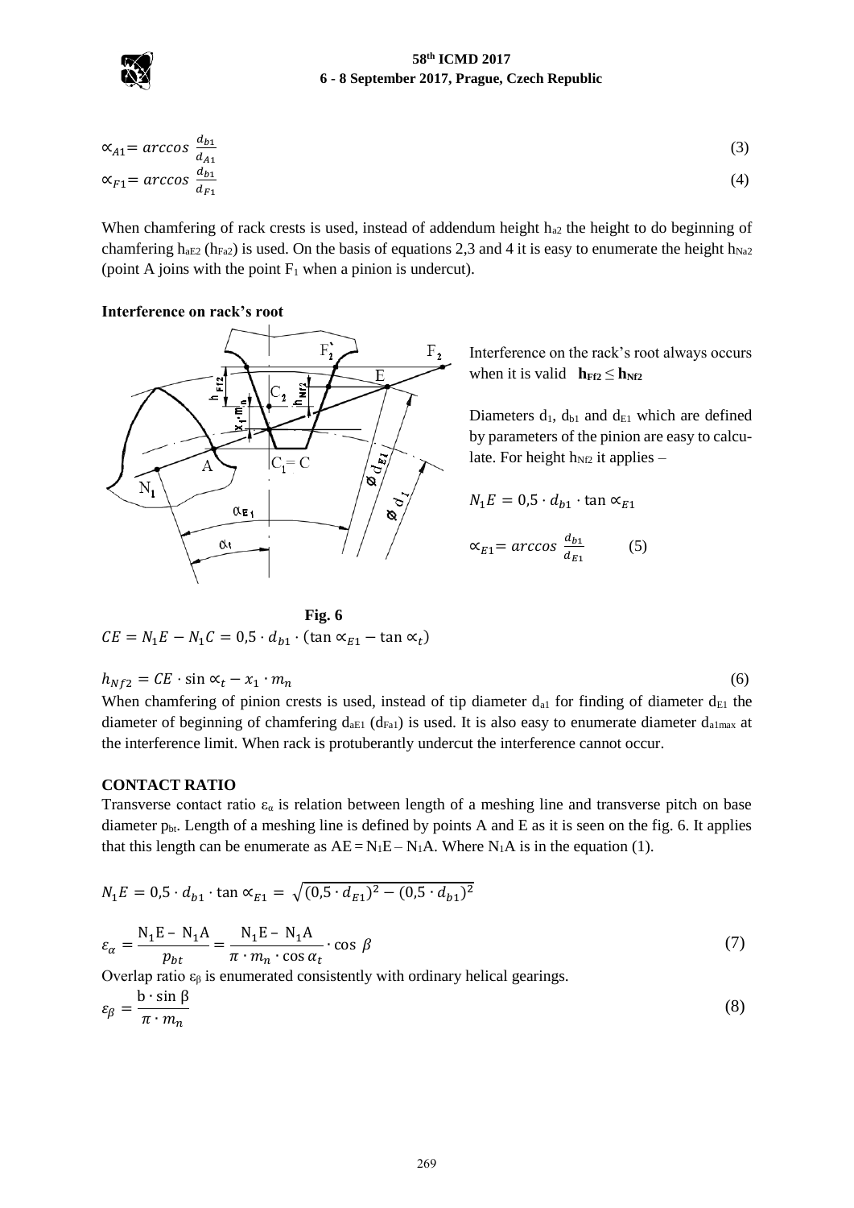$$\propto_{A1} = arccos\ \frac{d_{b1}}{d_{A1}} \tag{3}$$

$$\propto_{F1} = arccos\ \frac{d_{b1}}{d_{F1}} \tag{4}$$

When chamfering of rack crests is used, instead of addendum height $h_{a2}$ the height to do beginning of chamfering $h_{aE2}$ ($h_{Fa2}$) is used. On the basis of equations 2,3 and 4 it is easy to enumerate the height $h_{Na2}$ (point A joins with the point $F_1$ when a pinion is undercut).

**Interference on rack's root**

Interference on the rack's root always occurs when it is valid $\mathbf{h_{Ff2} \leq h_{Nf2}}$

Diameters $d_1$, $d_{b1}$ and $d_{E1}$ which are defined by parameters of the pinion are easy to calculate. For height $h_{Nf2}$ it applies –

$$N_1E = 0{,}5 \cdot d_{b1} \cdot \tan \propto_{E1}$$

$$\propto_{E1} = arccos\ \frac{d_{b1}}{d_{E1}} \tag{5}$$

**Fig. 6**

$$CE = N_1E - N_1C = 0{,}5 \cdot d_{b1} \cdot (\tan \propto_{E1} - \tan \propto_t)$$

$$h_{Nf2} = CE \cdot \sin \propto_t - x_1 \cdot m_n \tag{6}$$

When chamfering of pinion crests is used, instead of tip diameter $d_{a1}$ for finding of diameter $d_{E1}$ the diameter of beginning of chamfering $d_{aE1}$ ($d_{Fa1}$) is used. It is also easy to enumerate diameter $d_{a1max}$ at the interference limit. When rack is protuberantly undercut the interference cannot occur.

## CONTACT RATIO

Transverse contact ratio $\varepsilon_\alpha$ is relation between length of a meshing line and transverse pitch on base diameter $p_{bt}$. Length of a meshing line is defined by points A and E as it is seen on the fig. 6. It applies that this length can be enumerate as $AE = N_1E - N_1A$. Where $N_1A$ is in the equation (1).

$$N_1E = 0{,}5 \cdot d_{b1} \cdot \tan \propto_{E1} = \sqrt{(0{,}5 \cdot d_{E1})^2 - (0{,}5 \cdot d_{b1})^2}$$

$$\varepsilon_\alpha = \frac{N_1E - N_1A}{p_{bt}} = \frac{N_1E - N_1A}{\pi \cdot m_n \cdot \cos \alpha_t} \cdot \cos\ \beta \tag{7}$$

Overlap ratio $\varepsilon_\beta$ is enumerated consistently with ordinary helical gearings.

$$\varepsilon_\beta = \frac{b \cdot \sin \beta}{\pi \cdot m_n} \tag{8}$$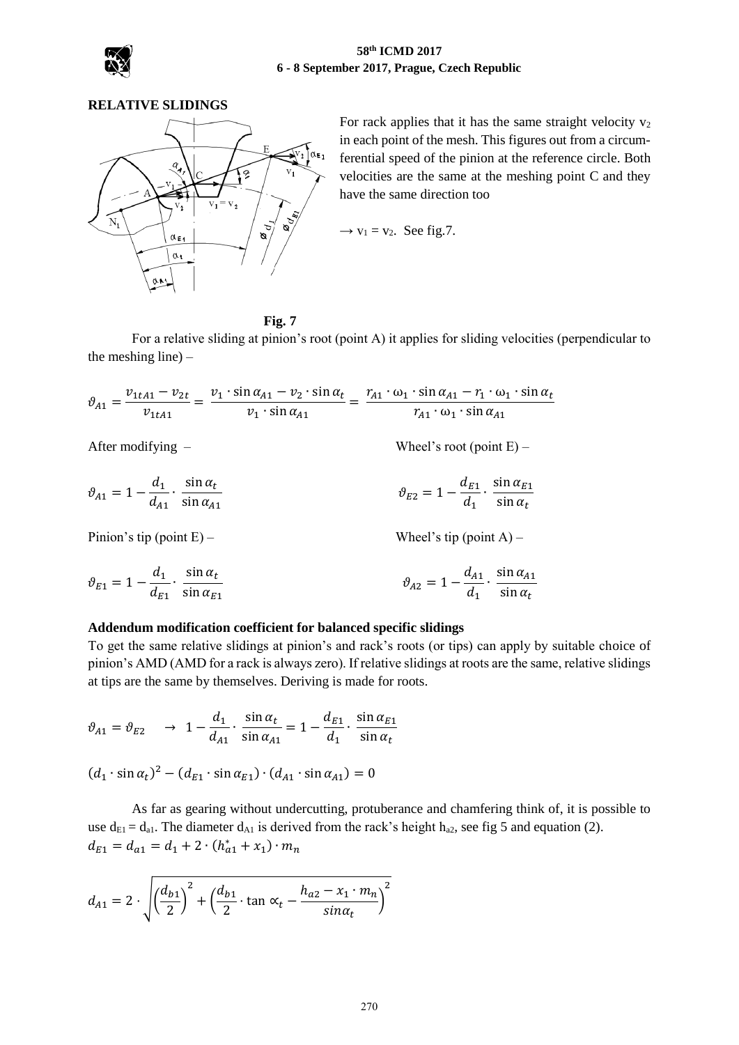## RELATIVE SLIDINGS

For rack applies that it has the same straight velocity $v_2$ in each point of the mesh. This figures out from a circumferential speed of the pinion at the reference circle. Both velocities are the same at the meshing point C and they have the same direction too

$\rightarrow v_1 = v_2$. See fig.7.

**Fig. 7**

For a relative sliding at pinion's root (point A) it applies for sliding velocities (perpendicular to the meshing line) –

$$\vartheta_{A1} = \frac{v_{1tA1} - v_{2t}}{v_{1tA1}} = \frac{v_1 \cdot \sin\alpha_{A1} - v_2 \cdot \sin\alpha_t}{v_1 \cdot \sin\alpha_{A1}} = \frac{r_{A1} \cdot \omega_1 \cdot \sin\alpha_{A1} - r_1 \cdot \omega_1 \cdot \sin\alpha_t}{r_{A1} \cdot \omega_1 \cdot \sin\alpha_{A1}}$$

After modifying –

$$\vartheta_{A1} = 1 - \frac{d_1}{d_{A1}} \cdot \frac{\sin\alpha_t}{\sin\alpha_{A1}}$$

Wheel's root (point E) –

$$\vartheta_{E2} = 1 - \frac{d_{E1}}{d_1} \cdot \frac{\sin\alpha_{E1}}{\sin\alpha_t}$$

Pinion's tip (point E) –

$$\vartheta_{E1} = 1 - \frac{d_1}{d_{E1}} \cdot \frac{\sin\alpha_t}{\sin\alpha_{E1}}$$

Wheel's tip (point A) –

$$\vartheta_{A2} = 1 - \frac{d_{A1}}{d_1} \cdot \frac{\sin\alpha_{A1}}{\sin\alpha_t}$$

### Addendum modification coefficient for balanced specific slidings

To get the same relative slidings at pinion's and rack's roots (or tips) can apply by suitable choice of pinion's AMD (AMD for a rack is always zero). If relative slidings at roots are the same, relative slidings at tips are the same by themselves. Deriving is made for roots.

$$\vartheta_{A1} = \vartheta_{E2} \quad \rightarrow \quad 1 - \frac{d_1}{d_{A1}} \cdot \frac{\sin\alpha_t}{\sin\alpha_{A1}} = 1 - \frac{d_{E1}}{d_1} \cdot \frac{\sin\alpha_{E1}}{\sin\alpha_t}$$

$$(d_1 \cdot \sin\alpha_t)^2 - (d_{E1} \cdot \sin\alpha_{E1}) \cdot (d_{A1} \cdot \sin\alpha_{A1}) = 0$$

As far as gearing without undercutting, protuberance and chamfering think of, it is possible to use $d_{E1} = d_{a1}$. The diameter $d_{A1}$ is derived from the rack's height $h_{a2}$, see fig 5 and equation (2).

$$d_{E1} = d_{a1} = d_1 + 2 \cdot (h_{a1}^* + x_1) \cdot m_n$$

$$d_{A1} = 2 \cdot \sqrt{\left(\frac{d_{b1}}{2}\right)^2 + \left(\frac{d_{b1}}{2} \cdot \tan\alpha_t - \frac{h_{a2} - x_1 \cdot m_n}{\sin\alpha_t}\right)^2}$$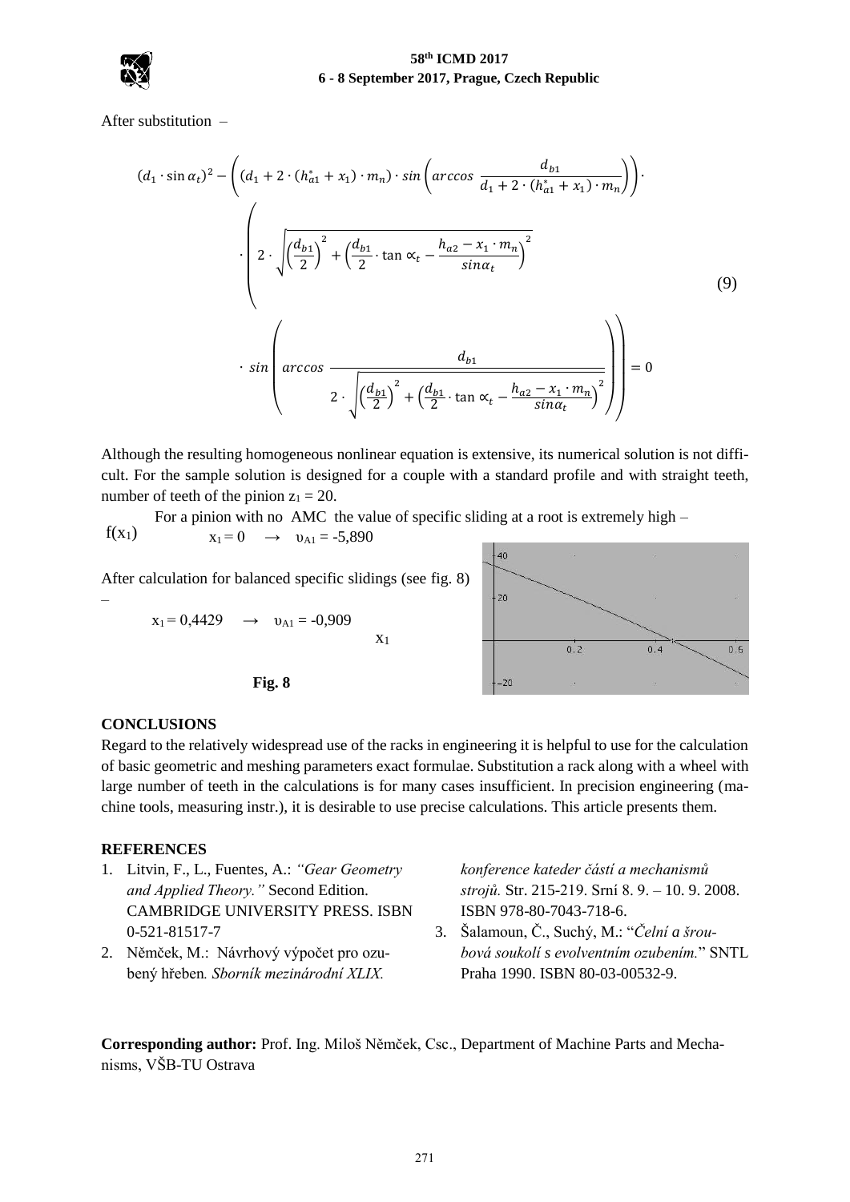After substitution –

$$(d_1 \cdot \sin \alpha_t)^2 - \left( (d_1 + 2 \cdot (h_{a1}^* + x_1) \cdot m_n) \cdot sin\left( arccos\ \frac{d_{b1}}{d_1 + 2 \cdot (h_{a1}^* + x_1) \cdot m_n} \right) \right) \cdot \left( 2 \cdot \sqrt{\left(\frac{d_{b1}}{2}\right)^2 + \left(\frac{d_{b1}}{2} \cdot \tan \propto_t - \frac{h_{a2} - x_1 \cdot m_n}{sin\alpha_t}\right)^2} \cdot sin\left( arccos\ \frac{d_{b1}}{2 \cdot \sqrt{\left(\frac{d_{b1}}{2}\right)^2 + \left(\frac{d_{b1}}{2} \cdot \tan \propto_t - \frac{h_{a2} - x_1 \cdot m_n}{sin\alpha_t}\right)^2}} \right) \right) = 0 \tag{9}$$

Although the resulting homogeneous nonlinear equation is extensive, its numerical solution is not difficult. For the sample solution is designed for a couple with a standard profile and with straight teeth, number of teeth of the pinion $z_1 = 20$.

For a pinion with no AMC the value of specific sliding at a root is extremely high –

$x_1 = 0 \quad \rightarrow \quad \upsilon_{A1} = -5{,}890$

After calculation for balanced specific slidings (see fig. 8) –

$x_1 = 0{,}4429 \quad \rightarrow \quad \upsilon_{A1} = -0{,}909$

f(x1)
40
20
0.2
0.4
0.6
-20
x1

**Fig. 8**

## CONCLUSIONS

Regard to the relatively widespread use of the racks in engineering it is helpful to use for the calculation of basic geometric and meshing parameters exact formulae. Substitution a rack along with a wheel with large number of teeth in the calculations is for many cases insufficient. In precision engineering (machine tools, measuring instr.), it is desirable to use precise calculations. This article presents them.

## REFERENCES

1. Litvin, F., L., Fuentes, A.: *"Gear Geometry and Applied Theory."* Second Edition. CAMBRIDGE UNIVERSITY PRESS. ISBN 0-521-81517-7
2. Němček, M.: Návrhový výpočet pro ozubený hřeben*. Sborník mezinárodní XLIX. konference kateder částí a mechanismů strojů.* Str. 215-219. Srní 8. 9. – 10. 9. 2008. ISBN 978-80-7043-718-6.
3. Šalamoun, Č., Suchý, M.: "*Čelní a šroubová soukolí s evolventním ozubením.*" SNTL Praha 1990. ISBN 80-03-00532-9.

**Corresponding author:** Prof. Ing. Miloš Němček, Csc., Department of Machine Parts and Mechanisms, VŠB-TU Ostrava